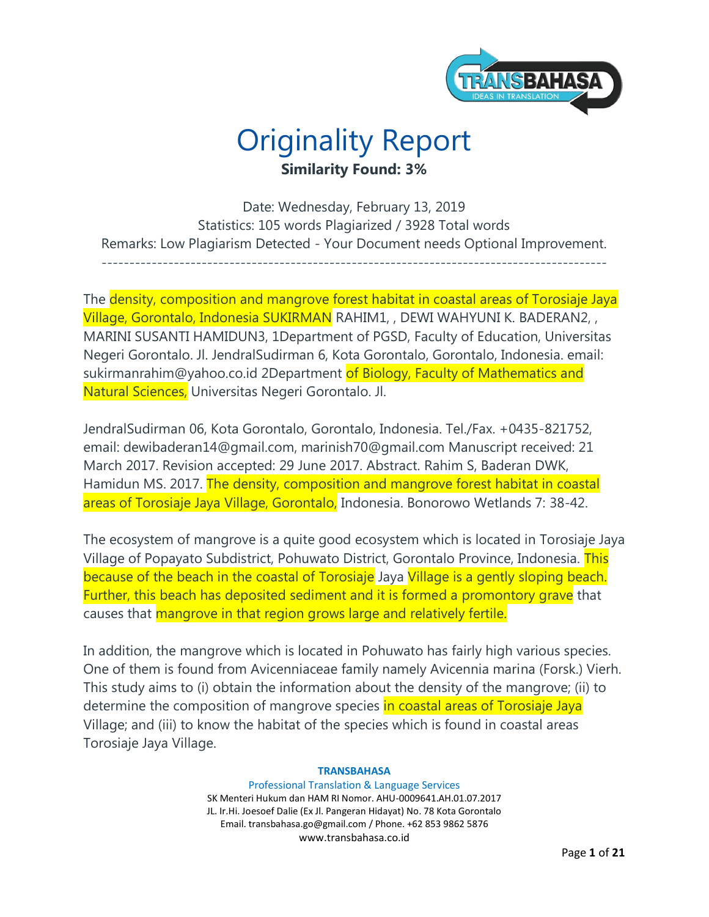# Originality Report

**Similarity Found: 3%**

Date: Wednesday, February 13, 2019
Statistics: 105 words Plagiarized / 3928 Total words
Remarks: Low Plagiarism Detected - Your Document needs Optional Improvement.

-------------------------------------------------------------------------------------------

The density, composition and mangrove forest habitat in coastal areas of Torosiaje Jaya Village, Gorontalo, Indonesia SUKIRMAN RAHIM1, , DEWI WAHYUNI K. BADERAN2, , MARINI SUSANTI HAMIDUN3, 1Department of PGSD, Faculty of Education, Universitas Negeri Gorontalo. Jl. JendralSudirman 6, Kota Gorontalo, Gorontalo, Indonesia. email: sukirmanrahim@yahoo.co.id 2Department of Biology, Faculty of Mathematics and Natural Sciences, Universitas Negeri Gorontalo. Jl.

JendralSudirman 06, Kota Gorontalo, Gorontalo, Indonesia. Tel./Fax. +0435-821752, email: dewibaderan14@gmail.com, marinish70@gmail.com Manuscript received: 21 March 2017. Revision accepted: 29 June 2017. Abstract. Rahim S, Baderan DWK, Hamidun MS. 2017. The density, composition and mangrove forest habitat in coastal areas of Torosiaje Jaya Village, Gorontalo, Indonesia. Bonorowo Wetlands 7: 38-42.

The ecosystem of mangrove is a quite good ecosystem which is located in Torosiaje Jaya Village of Popayato Subdistrict, Pohuwato District, Gorontalo Province, Indonesia. This because of the beach in the coastal of Torosiaje Jaya Village is a gently sloping beach. Further, this beach has deposited sediment and it is formed a promontory grave that causes that mangrove in that region grows large and relatively fertile.

In addition, the mangrove which is located in Pohuwato has fairly high various species. One of them is found from Avicenniaceae family namely Avicennia marina (Forsk.) Vierh. This study aims to (i) obtain the information about the density of the mangrove; (ii) to determine the composition of mangrove species in coastal areas of Torosiaje Jaya Village; and (iii) to know the habitat of the species which is found in coastal areas Torosiaje Jaya Village.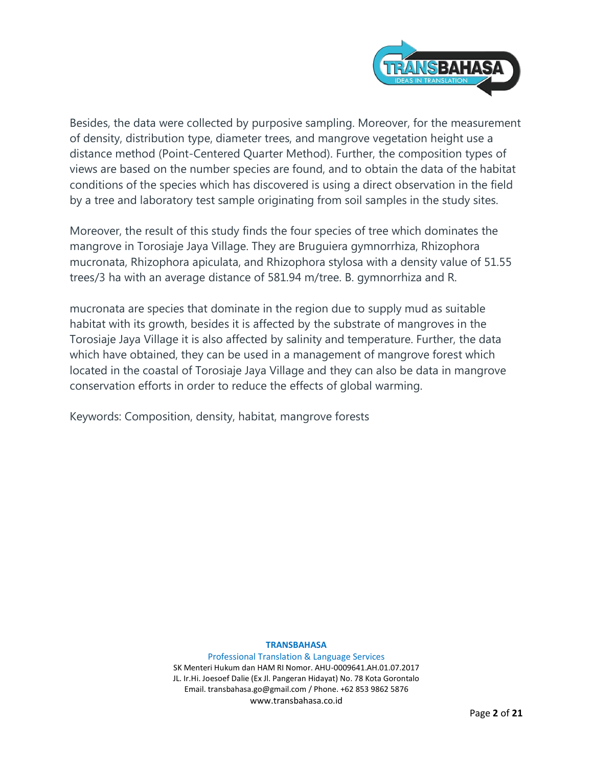Besides, the data were collected by purposive sampling. Moreover, for the measurement of density, distribution type, diameter trees, and mangrove vegetation height use a distance method (Point-Centered Quarter Method). Further, the composition types of views are based on the number species are found, and to obtain the data of the habitat conditions of the species which has discovered is using a direct observation in the field by a tree and laboratory test sample originating from soil samples in the study sites.

Moreover, the result of this study finds the four species of tree which dominates the mangrove in Torosiaje Jaya Village. They are Bruguiera gymnorrhiza, Rhizophora mucronata, Rhizophora apiculata, and Rhizophora stylosa with a density value of 51.55 trees/3 ha with an average distance of 581.94 m/tree. B. gymnorrhiza and R.

mucronata are species that dominate in the region due to supply mud as suitable habitat with its growth, besides it is affected by the substrate of mangroves in the Torosiaje Jaya Village it is also affected by salinity and temperature. Further, the data which have obtained, they can be used in a management of mangrove forest which located in the coastal of Torosiaje Jaya Village and they can also be data in mangrove conservation efforts in order to reduce the effects of global warming.

Keywords: Composition, density, habitat, mangrove forests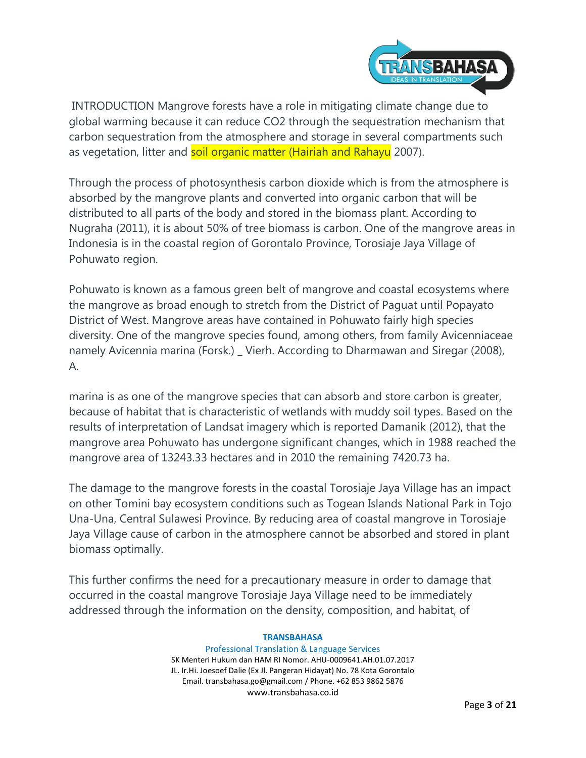INTRODUCTION Mangrove forests have a role in mitigating climate change due to global warming because it can reduce $CO_2$ through the sequestration mechanism that carbon sequestration from the atmosphere and storage in several compartments such as vegetation, litter and soil organic matter (Hairiah and Rahayu 2007).

Through the process of photosynthesis carbon dioxide which is from the atmosphere is absorbed by the mangrove plants and converted into organic carbon that will be distributed to all parts of the body and stored in the biomass plant. According to Nugraha (2011), it is about 50% of tree biomass is carbon. One of the mangrove areas in Indonesia is in the coastal region of Gorontalo Province, Torosiaje Jaya Village of Pohuwato region.

Pohuwato is known as a famous green belt of mangrove and coastal ecosystems where the mangrove as broad enough to stretch from the District of Paguat until Popayato District of West. Mangrove areas have contained in Pohuwato fairly high species diversity. One of the mangrove species found, among others, from family Avicenniaceae namely Avicennia marina (Forsk.) _ Vierh. According to Dharmawan and Siregar (2008), A.

marina is as one of the mangrove species that can absorb and store carbon is greater, because of habitat that is characteristic of wetlands with muddy soil types. Based on the results of interpretation of Landsat imagery which is reported Damanik (2012), that the mangrove area Pohuwato has undergone significant changes, which in 1988 reached the mangrove area of 13243.33 hectares and in 2010 the remaining 7420.73 ha.

The damage to the mangrove forests in the coastal Torosiaje Jaya Village has an impact on other Tomini bay ecosystem conditions such as Togean Islands National Park in Tojo Una-Una, Central Sulawesi Province. By reducing area of coastal mangrove in Torosiaje Jaya Village cause of carbon in the atmosphere cannot be absorbed and stored in plant biomass optimally.

This further confirms the need for a precautionary measure in order to damage that occurred in the coastal mangrove Torosiaje Jaya Village need to be immediately addressed through the information on the density, composition, and habitat, of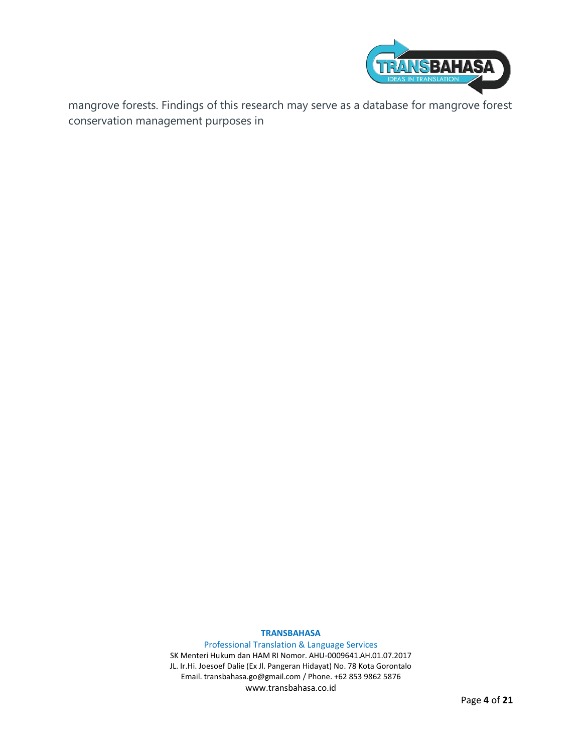mangrove forests. Findings of this research may serve as a database for mangrove forest conservation management purposes in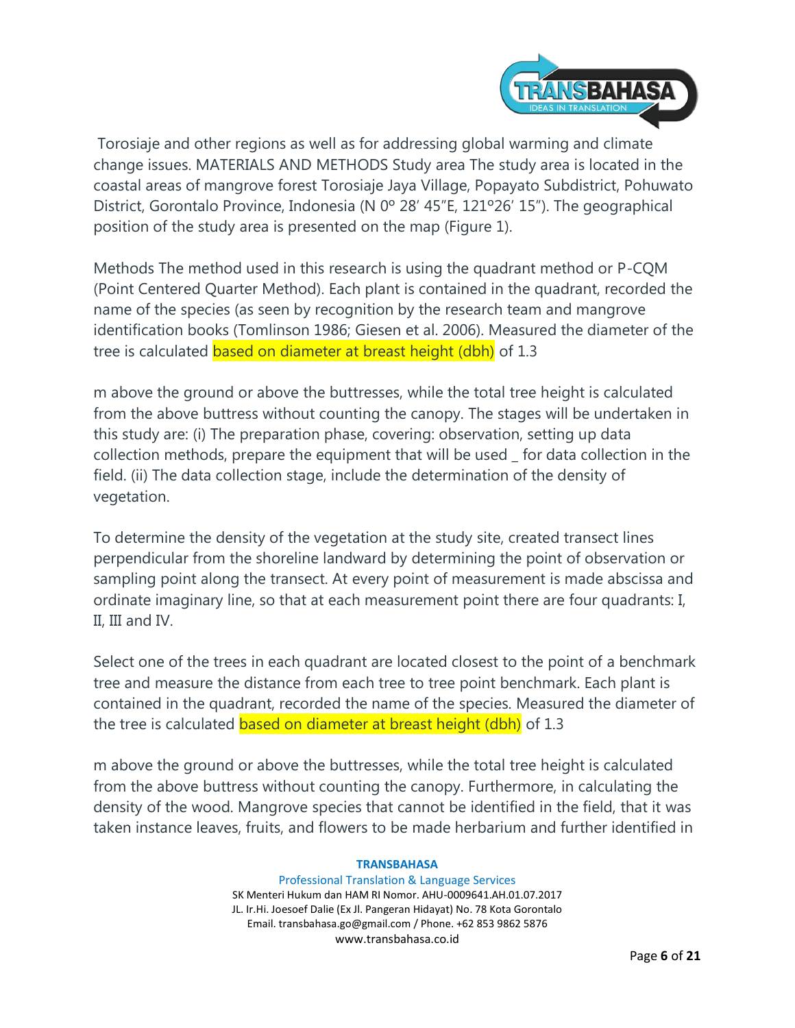Torosiaje and other regions as well as for addressing global warming and climate change issues. MATERIALS AND METHODS Study area The study area is located in the coastal areas of mangrove forest Torosiaje Jaya Village, Popayato Subdistrict, Pohuwato District, Gorontalo Province, Indonesia (N 0º 28′ 45″E, 121º26′ 15″). The geographical position of the study area is presented on the map (Figure 1).

Methods The method used in this research is using the quadrant method or P-CQM (Point Centered Quarter Method). Each plant is contained in the quadrant, recorded the name of the species (as seen by recognition by the research team and mangrove identification books (Tomlinson 1986; Giesen et al. 2006). Measured the diameter of the tree is calculated based on diameter at breast height (dbh) of 1.3

m above the ground or above the buttresses, while the total tree height is calculated from the above buttress without counting the canopy. The stages will be undertaken in this study are: (i) The preparation phase, covering: observation, setting up data collection methods, prepare the equipment that will be used _ for data collection in the field. (ii) The data collection stage, include the determination of the density of vegetation.

To determine the density of the vegetation at the study site, created transect lines perpendicular from the shoreline landward by determining the point of observation or sampling point along the transect. At every point of measurement is made abscissa and ordinate imaginary line, so that at each measurement point there are four quadrants: I, II, III and IV.

Select one of the trees in each quadrant are located closest to the point of a benchmark tree and measure the distance from each tree to tree point benchmark. Each plant is contained in the quadrant, recorded the name of the species. Measured the diameter of the tree is calculated based on diameter at breast height (dbh) of 1.3

m above the ground or above the buttresses, while the total tree height is calculated from the above buttress without counting the canopy. Furthermore, in calculating the density of the wood. Mangrove species that cannot be identified in the field, that it was taken instance leaves, fruits, and flowers to be made herbarium and further identified in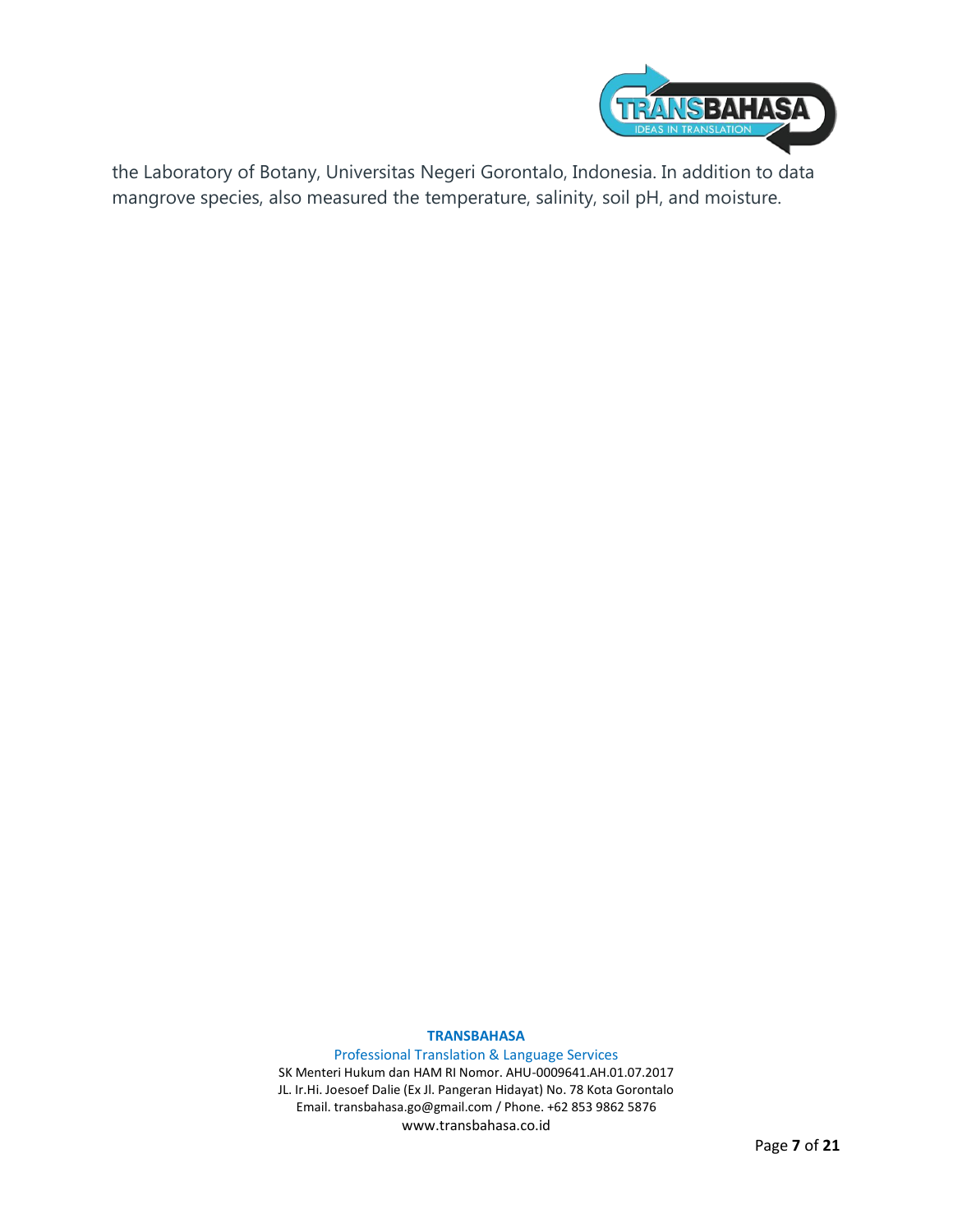the Laboratory of Botany, Universitas Negeri Gorontalo, Indonesia. In addition to data mangrove species, also measured the temperature, salinity, soil pH, and moisture.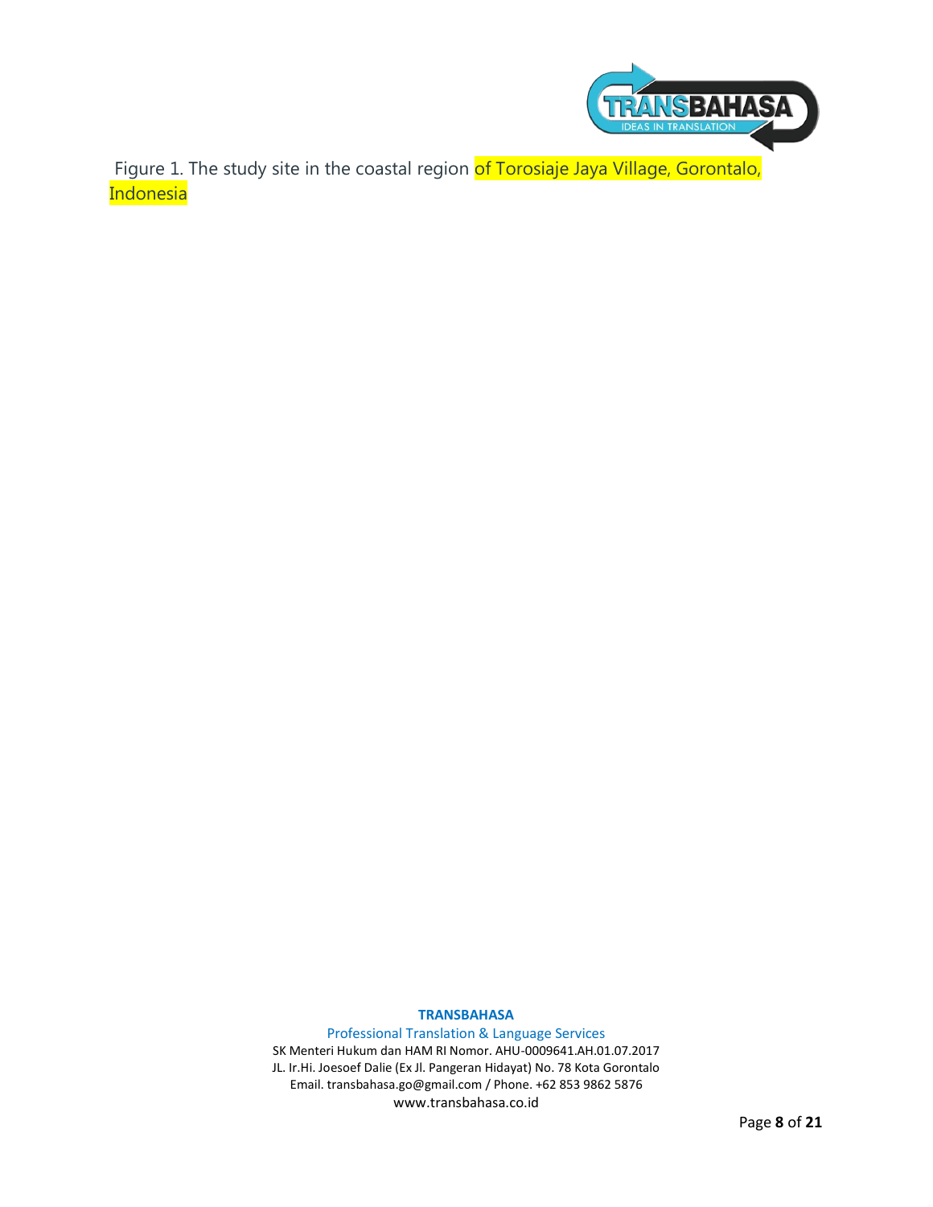Figure 1. The study site in the coastal region of Torosiaje Jaya Village, Gorontalo, Indonesia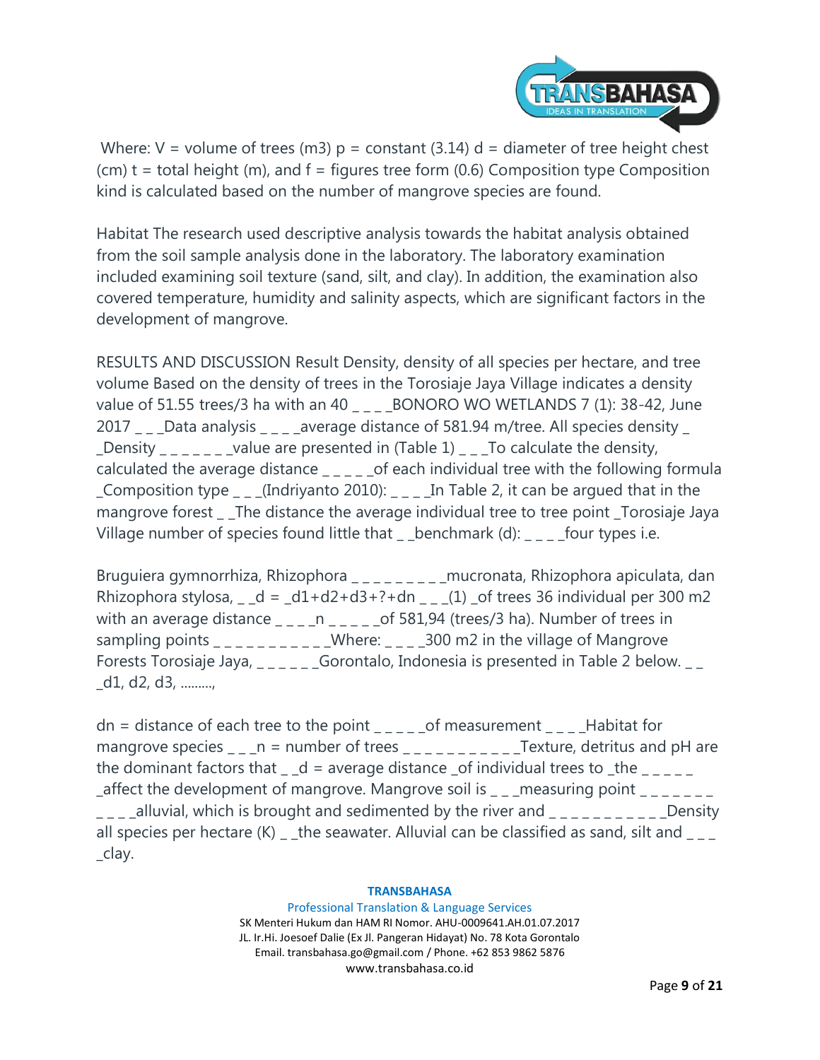Where: V = volume of trees (m3) p = constant (3.14) d = diameter of tree height chest (cm) t = total height (m), and f = figures tree form (0.6) Composition type Composition kind is calculated based on the number of mangrove species are found.

Habitat The research used descriptive analysis towards the habitat analysis obtained from the soil sample analysis done in the laboratory. The laboratory examination included examining soil texture (sand, silt, and clay). In addition, the examination also covered temperature, humidity and salinity aspects, which are significant factors in the development of mangrove.

RESULTS AND DISCUSSION Result Density, density of all species per hectare, and tree volume Based on the density of trees in the Torosiaje Jaya Village indicates a density value of 51.55 trees/3 ha with an 40 _ _ _BONORO WO WETLANDS 7 (1): 38-42, June 2017 _ _ _Data analysis _ _ _ _average distance of 581.94 m/tree. All species density _ _Density _ _ _ _ _ _ _value are presented in (Table 1) _ _ _To calculate the density, calculated the average distance _ _ _ _ _of each individual tree with the following formula _Composition type _ _ _(Indriyanto 2010): _ _ _ _In Table 2, it can be argued that in the mangrove forest _ _The distance the average individual tree to tree point _Torosiaje Jaya Village number of species found little that _ _benchmark (d): _ _ _ _four types i.e.

Bruguiera gymnorrhiza, Rhizophora _ _ _ _ _ _ _ _ _mucronata, Rhizophora apiculata, dan Rhizophora stylosa, _ _d = _d1+d2+d3+?+dn _ _ _(1) _of trees 36 individual per 300 m2 with an average distance _ _ _ _n _ _ _ _ _of 581,94 (trees/3 ha). Number of trees in sampling points _ _ _ _ _ _ _ _ _ _ _Where: _ _ _ _300 m2 in the village of Mangrove Forests Torosiaje Jaya, _ _ _ _ _ _Gorontalo, Indonesia is presented in Table 2 below. _ _ _d1, d2, d3, .........,

dn = distance of each tree to the point _ _ _ _ _of measurement _ _ _ _Habitat for mangrove species _ _ _n = number of trees _ _ _ _ _ _ _ _ _ _ _Texture, detritus and pH are the dominant factors that _ _d = average distance _of individual trees to _the _ _ _ _ _ _affect the development of mangrove. Mangrove soil is _ _ _measuring point _ _ _ _ _ _ _ _ _ _ _alluvial, which is brought and sedimented by the river and _ _ _ _ _ _ _ _ _ _ _Density all species per hectare (K) _ _the seawater. Alluvial can be classified as sand, silt and _ _ _ _clay.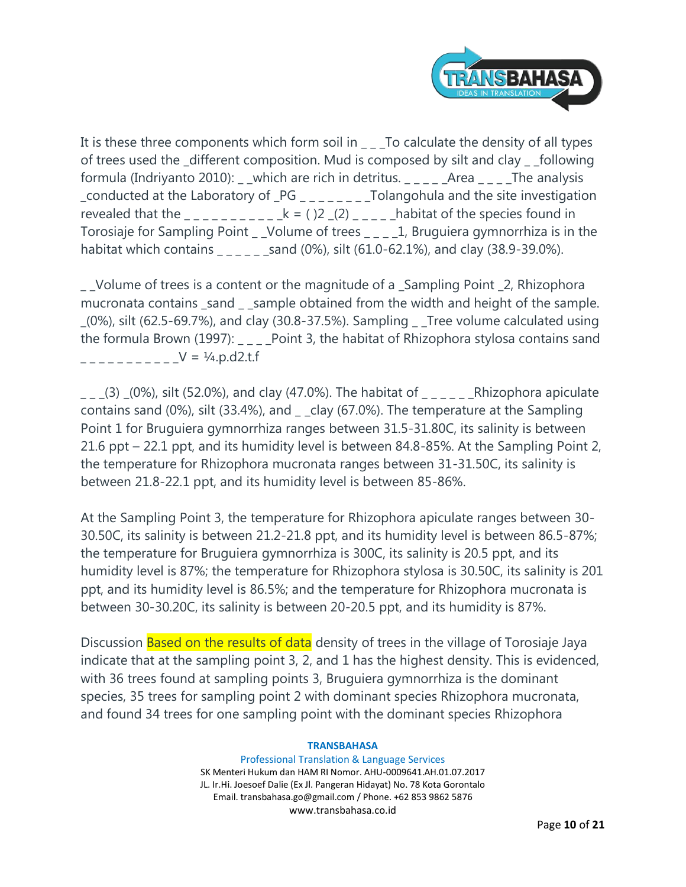It is these three components which form soil in _ _ _To calculate the density of all types of trees used the _different composition. Mud is composed by silt and clay _ _following formula (Indriyanto 2010): _ _which are rich in detritus. _ _ _ _ _Area _ _ _ _The analysis _conducted at the Laboratory of _PG _ _ _ _ _ _ _ _Tolangohula and the site investigation revealed that the _ _ _ _ _ _ _ _ _ _ _k = ( )2 _(2) _ _ _ _ _habitat of the species found in Torosiaje for Sampling Point _ _Volume of trees _ _ _ _1, Bruguiera gymnorrhiza is in the habitat which contains _ _ _ _ _ _sand (0%), silt (61.0-62.1%), and clay (38.9-39.0%).

_ _Volume of trees is a content or the magnitude of a _Sampling Point _2, Rhizophora mucronata contains _sand _ _sample obtained from the width and height of the sample. _(0%), silt (62.5-69.7%), and clay (30.8-37.5%). Sampling _ _Tree volume calculated using the formula Brown (1997): _ _ _ _Point 3, the habitat of Rhizophora stylosa contains sand _ _ _ _ _ _ _ _ _ _ _V = ¼.p.d2.t.f

_ _ _(3) _(0%), silt (52.0%), and clay (47.0%). The habitat of _ _ _ _ _ _Rhizophora apiculate contains sand (0%), silt (33.4%), and _ _clay (67.0%). The temperature at the Sampling Point 1 for Bruguiera gymnorrhiza ranges between 31.5-31.80C, its salinity is between 21.6 ppt – 22.1 ppt, and its humidity level is between 84.8-85%. At the Sampling Point 2, the temperature for Rhizophora mucronata ranges between 31-31.50C, its salinity is between 21.8-22.1 ppt, and its humidity level is between 85-86%.

At the Sampling Point 3, the temperature for Rhizophora apiculate ranges between 30-30.50C, its salinity is between 21.2-21.8 ppt, and its humidity level is between 86.5-87%; the temperature for Bruguiera gymnorrhiza is 300C, its salinity is 20.5 ppt, and its humidity level is 87%; the temperature for Rhizophora stylosa is 30.50C, its salinity is 201 ppt, and its humidity level is 86.5%; and the temperature for Rhizophora mucronata is between 30-30.20C, its salinity is between 20-20.5 ppt, and its humidity is 87%.

Discussion Based on the results of data density of trees in the village of Torosiaje Jaya indicate that at the sampling point 3, 2, and 1 has the highest density. This is evidenced, with 36 trees found at sampling points 3, Bruguiera gymnorrhiza is the dominant species, 35 trees for sampling point 2 with dominant species Rhizophora mucronata, and found 34 trees for one sampling point with the dominant species Rhizophora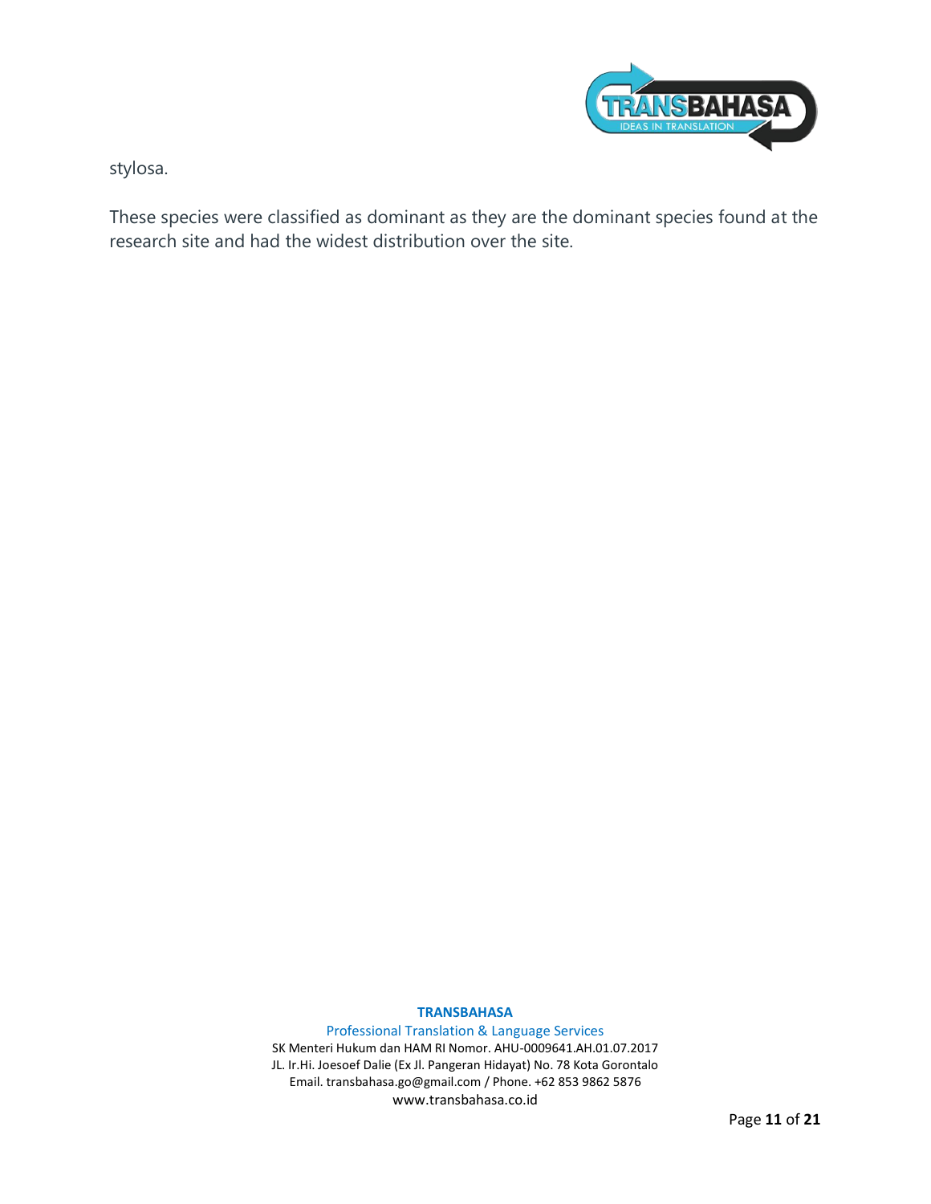stylosa.

These species were classified as dominant as they are the dominant species found at the research site and had the widest distribution over the site.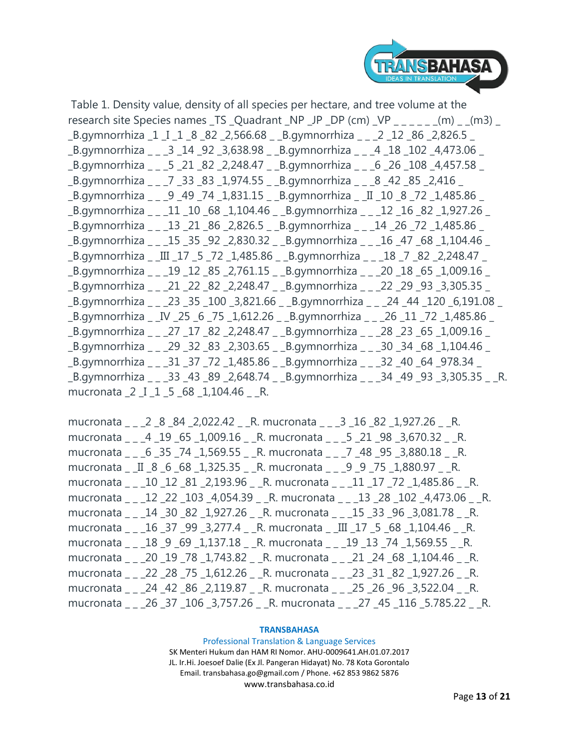Table 1. Density value, density of all species per hectare, and tree volume at the research site

| Species names | TS | Quadrant | NP | JP (m) | DP (cm) | VP ($m^3$) |
|---|---|---|---|---|---|---|
| B.gymnorrhiza | 1 | I | 1 | 8 | 82 | 2,566.68 |
| B.gymnorrhiza | | | 2 | 12 | 86 | 2,826.5 |
| B.gymnorrhiza | | | 3 | 14 | 92 | 3,638.98 |
| B.gymnorrhiza | | | 4 | 18 | 102 | 4,473.06 |
| B.gymnorrhiza | | | 5 | 21 | 82 | 2,248.47 |
| B.gymnorrhiza | | | 6 | 26 | 108 | 4,457.58 |
| B.gymnorrhiza | | | 7 | 33 | 83 | 1,974.55 |
| B.gymnorrhiza | | | 8 | 42 | 85 | 2,416 |
| B.gymnorrhiza | | | 9 | 49 | 74 | 1,831.15 |
| B.gymnorrhiza | | II | 10 | 8 | 72 | 1,485.86 |
| B.gymnorrhiza | | | 11 | 10 | 68 | 1,104.46 |
| B.gymnorrhiza | | | 12 | 16 | 82 | 1,927.26 |
| B.gymnorrhiza | | | 13 | 21 | 86 | 2,826.5 |
| B.gymnorrhiza | | | 14 | 26 | 72 | 1,485.86 |
| B.gymnorrhiza | | | 15 | 35 | 92 | 2,830.32 |
| B.gymnorrhiza | | | 16 | 47 | 68 | 1,104.46 |
| B.gymnorrhiza | | III | 17 | 5 | 72 | 1,485.86 |
| B.gymnorrhiza | | | 18 | 7 | 82 | 2,248.47 |
| B.gymnorrhiza | | | 19 | 12 | 85 | 2,761.15 |
| B.gymnorrhiza | | | 20 | 18 | 65 | 1,009.16 |
| B.gymnorrhiza | | | 21 | 22 | 82 | 2,248.47 |
| B.gymnorrhiza | | | 22 | 29 | 93 | 3,305.35 |
| B.gymnorrhiza | | | 23 | 35 | 100 | 3,821.66 |
| B.gymnorrhiza | | | 24 | 44 | 120 | 6,191.08 |
| B.gymnorrhiza | | IV | 25 | 6 | 75 | 1,612.26 |
| B.gymnorrhiza | | | 26 | 11 | 72 | 1,485.86 |
| B.gymnorrhiza | | | 27 | 17 | 82 | 2,248.47 |
| B.gymnorrhiza | | | 28 | 23 | 65 | 1,009.16 |
| B.gymnorrhiza | | | 29 | 32 | 83 | 2,303.65 |
| B.gymnorrhiza | | | 30 | 34 | 68 | 1,104.46 |
| B.gymnorrhiza | | | 31 | 37 | 72 | 1,485.86 |
| B.gymnorrhiza | | | 32 | 40 | 64 | 978.34 |
| B.gymnorrhiza | | | 33 | 43 | 89 | 2,648.74 |
| B.gymnorrhiza | | | 34 | 49 | 93 | 3,305.35 |
| R. mucronata | 2 | I | 1 | 5 | 68 | 1,104.46 |
| R. mucronata | | | 2 | 8 | 84 | 2,022.42 |
| R. mucronata | | | 3 | 16 | 82 | 1,927.26 |
| R. mucronata | | | 4 | 19 | 65 | 1,009.16 |
| R. mucronata | | | 5 | 21 | 98 | 3,670.32 |
| R. mucronata | | | 6 | 35 | 74 | 1,569.55 |
| R. mucronata | | | 7 | 48 | 95 | 3,880.18 |
| R. mucronata | | II | 8 | 6 | 68 | 1,325.35 |
| R. mucronata | | | 9 | 9 | 75 | 1,880.97 |
| R. mucronata | | | 10 | 12 | 81 | 2,193.96 |
| R. mucronata | | | 11 | 17 | 72 | 1,485.86 |
| R. mucronata | | | 12 | 22 | 103 | 4,054.39 |
| R. mucronata | | | 13 | 28 | 102 | 4,473.06 |
| R. mucronata | | | 14 | 30 | 82 | 1,927.26 |
| R. mucronata | | | 15 | 33 | 96 | 3,081.78 |
| R. mucronata | | | 16 | 37 | 99 | 3,277.4 |
| R. mucronata | | III | 17 | 5 | 68 | 1,104.46 |
| R. mucronata | | | 18 | 9 | 69 | 1,137.18 |
| R. mucronata | | | 19 | 13 | 74 | 1,569.55 |
| R. mucronata | | | 20 | 19 | 78 | 1,743.82 |
| R. mucronata | | | 21 | 24 | 68 | 1,104.46 |
| R. mucronata | | | 22 | 28 | 75 | 1,612.26 |
| R. mucronata | | | 23 | 31 | 82 | 1,927.26 |
| R. mucronata | | | 24 | 42 | 86 | 2,119.87 |
| R. mucronata | | | 25 | 26 | 96 | 3,522.04 |
| R. mucronata | | | 26 | 37 | 106 | 3,757.26 |
| R. mucronata | | | 27 | 45 | 116 | 5.785.22 |
| R. | | | | | | |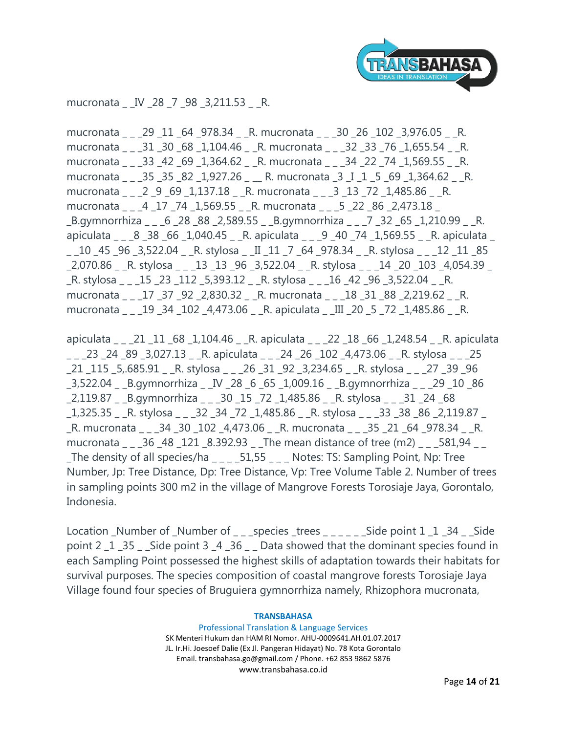mucronata _ _IV _28 _7 _98 _3,211.53 _ _R.

mucronata _ _ _29 _11 _64 _978.34 _ _R. mucronata _ _ _30 _26 _102 _3,976.05 _ _R. mucronata _ _ _31 _30 _68 _1,104.46 _ _R. mucronata _ _ _32 _33 _76 _1,655.54 _ _R. mucronata _ _ _33 _42 _69 _1,364.62 _ _R. mucronata _ _ _34 _22 _74 _1,569.55 _ _R. mucronata _ _ _35 _35 _82 _1,927.26 _ __ R. mucronata _3 _I _1 _5 _69 _1,364.62 _ _R. mucronata _ _ _2 _9 _69 _1,137.18 _ _R. mucronata _ _ _3 _13 _72 _1,485.86 _ _R. mucronata _ _ _4 _17 _74 _1,569.55 _ _R. mucronata _ _ _5 _22 _86 _2,473.18 _ _B.gymnorrhiza _ _ _6 _28 _88 _2,589.55 _ _B.gymnorrhiza _ _ _7 _32 _65 _1,210.99 _ _R. apiculata _ _ _8 _38 _66 _1,040.45 _ _R. apiculata _ _ _9 _40 _74 _1,569.55 _ _R. apiculata _ _ _10 _45 _96 _3,522.04 _ _R. stylosa _ _II _11 _7 _64 _978.34 _ _R. stylosa _ _ _12 _11 _85 _2,070.86 _ _R. stylosa _ _ _13 _13 _96 _3,522.04 _ _R. stylosa _ _ _14 _20 _103 _4,054.39 _ _R. stylosa _ _ _15 _23 _112 _5,393.12 _ _R. stylosa _ _ _16 _42 _96 _3,522.04 _ _R. mucronata _ _ _17 _37 _92 _2,830.32 _ _R. mucronata _ _ _18 _31 _88 _2,219.62 _ _R. mucronata _ _ _19 _34 _102 _4,473.06 _ _R. apiculata _ _III _20 _5 _72 _1,485.86 _ _R.

apiculata _ _ _21 _11 _68 _1,104.46 _ _R. apiculata _ _ _22 _18 _66 _1,248.54 _ _R. apiculata _ _ _23 _24 _89 _3,027.13 _ _R. apiculata _ _ _24 _26 _102 _4,473.06 _ _R. stylosa _ _ _25 _21 _115 _5,.685.91 _ _R. stylosa _ _ _26 _31 _92 _3,234.65 _ _R. stylosa _ _ _27 _39 _96 _3,522.04 _ _B.gymnorrhiza _ _IV _28 _6 _65 _1,009.16 _ _B.gymnorrhiza _ _ _29 _10 _86 _2,119.87 _ _B.gymnorrhiza _ _ _30 _15 _72 _1,485.86 _ _R. stylosa _ _ _31 _24 _68 _1,325.35 _ _R. stylosa _ _ _32 _34 _72 _1,485.86 _ _R. stylosa _ _ _33 _38 _86 _2,119.87 _ _R. mucronata _ _ _34 _30 _102 _4,473.06 _ _R. mucronata _ _ _35 _21 _64 _978.34 _ _R. mucronata _ _ _36 _48 _121 _8.392.93 _ _The mean distance of tree (m2) _ _ _581,94 _ _ _The density of all species/ha _ _ _ _51,55 _ _ _ Notes: TS: Sampling Point, Np: Tree Number, Jp: Tree Distance, Dp: Tree Distance, Vp: Tree Volume Table 2. Number of trees in sampling points 300 m2 in the village of Mangrove Forests Torosiaje Jaya, Gorontalo, Indonesia.

Location _Number of _Number of _ _ _species _trees _ _ _ _ _Side point 1 _1 _34 _ _Side point 2 _1 _35 _ _Side point 3 _4 _36 _ _ Data showed that the dominant species found in each Sampling Point possessed the highest skills of adaptation towards their habitats for survival purposes. The species composition of coastal mangrove forests Torosiaje Jaya Village found four species of Bruguiera gymnorrhiza namely, Rhizophora mucronata,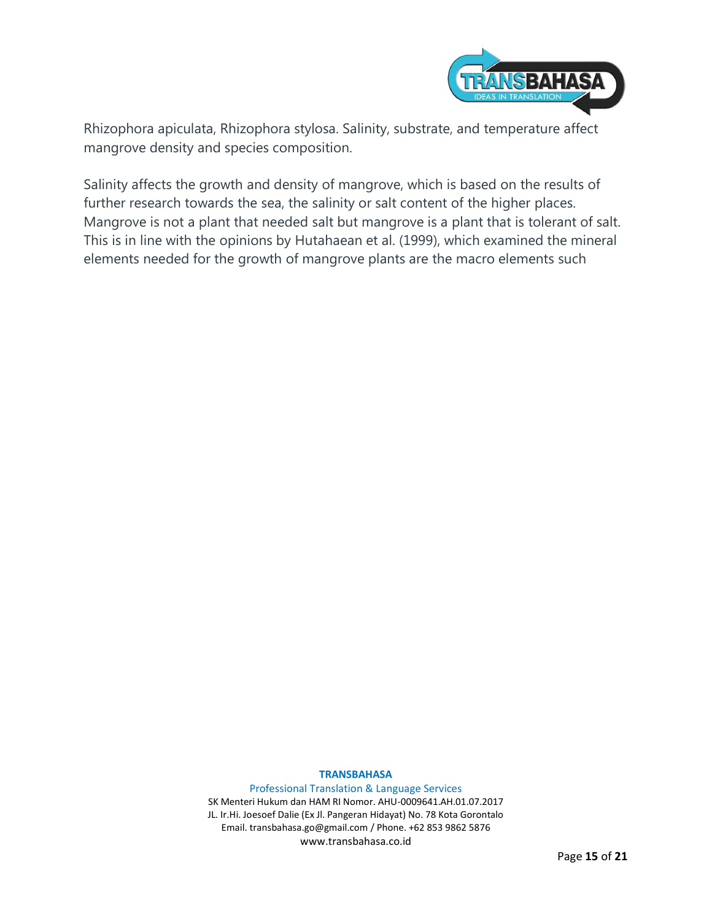Rhizophora apiculata, Rhizophora stylosa. Salinity, substrate, and temperature affect mangrove density and species composition.

Salinity affects the growth and density of mangrove, which is based on the results of further research towards the sea, the salinity or salt content of the higher places. Mangrove is not a plant that needed salt but mangrove is a plant that is tolerant of salt. This is in line with the opinions by Hutahaean et al. (1999), which examined the mineral elements needed for the growth of mangrove plants are the macro elements such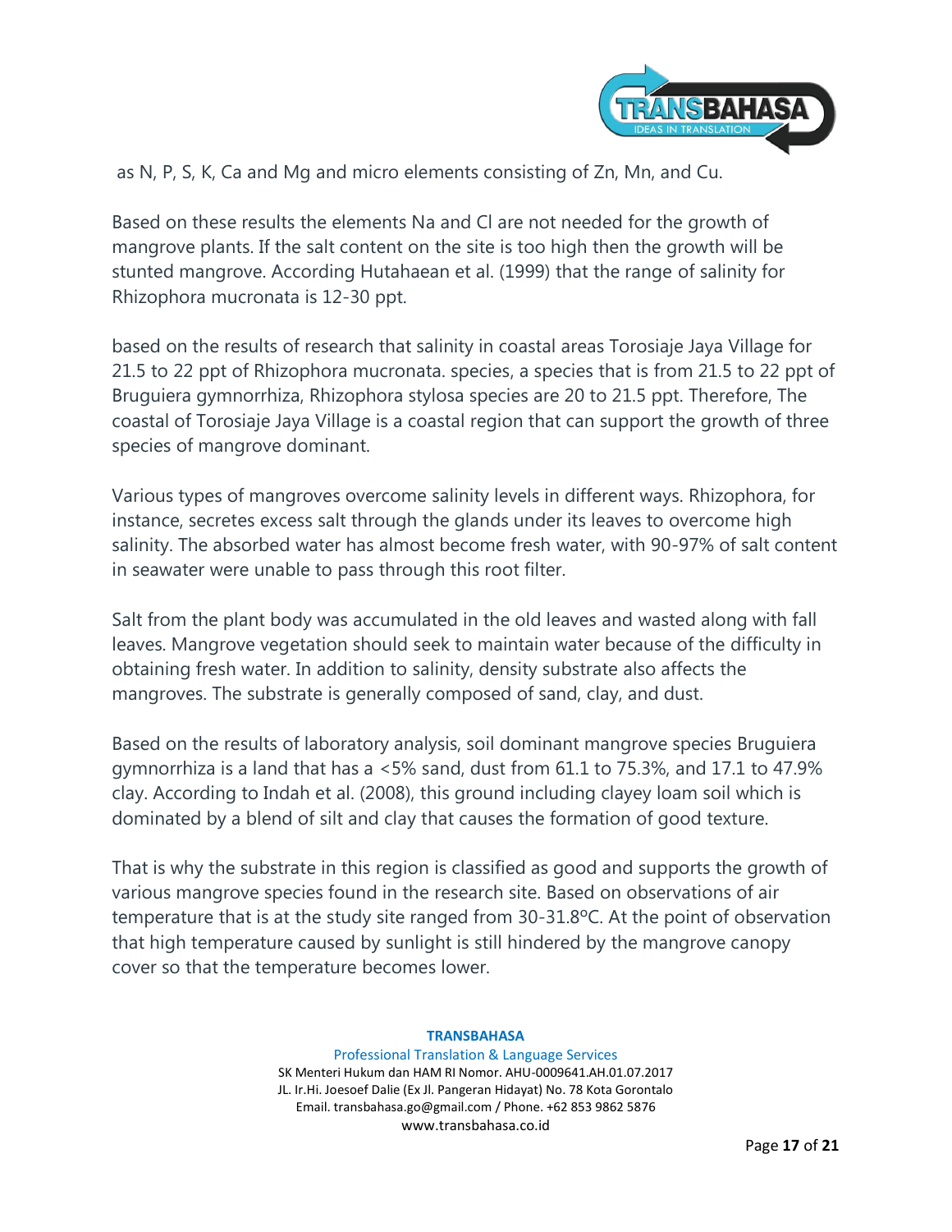as N, P, S, K, Ca and Mg and micro elements consisting of Zn, Mn, and Cu.

Based on these results the elements Na and Cl are not needed for the growth of mangrove plants. If the salt content on the site is too high then the growth will be stunted mangrove. According Hutahaean et al. (1999) that the range of salinity for Rhizophora mucronata is 12-30 ppt.

based on the results of research that salinity in coastal areas Torosiaje Jaya Village for 21.5 to 22 ppt of Rhizophora mucronata. species, a species that is from 21.5 to 22 ppt of Bruguiera gymnorrhiza, Rhizophora stylosa species are 20 to 21.5 ppt. Therefore, The coastal of Torosiaje Jaya Village is a coastal region that can support the growth of three species of mangrove dominant.

Various types of mangroves overcome salinity levels in different ways. Rhizophora, for instance, secretes excess salt through the glands under its leaves to overcome high salinity. The absorbed water has almost become fresh water, with 90-97% of salt content in seawater were unable to pass through this root filter.

Salt from the plant body was accumulated in the old leaves and wasted along with fall leaves. Mangrove vegetation should seek to maintain water because of the difficulty in obtaining fresh water. In addition to salinity, density substrate also affects the mangroves. The substrate is generally composed of sand, clay, and dust.

Based on the results of laboratory analysis, soil dominant mangrove species Bruguiera gymnorrhiza is a land that has a <5% sand, dust from 61.1 to 75.3%, and 17.1 to 47.9% clay. According to Indah et al. (2008), this ground including clayey loam soil which is dominated by a blend of silt and clay that causes the formation of good texture.

That is why the substrate in this region is classified as good and supports the growth of various mangrove species found in the research site. Based on observations of air temperature that is at the study site ranged from 30-31.8ºC. At the point of observation that high temperature caused by sunlight is still hindered by the mangrove canopy cover so that the temperature becomes lower.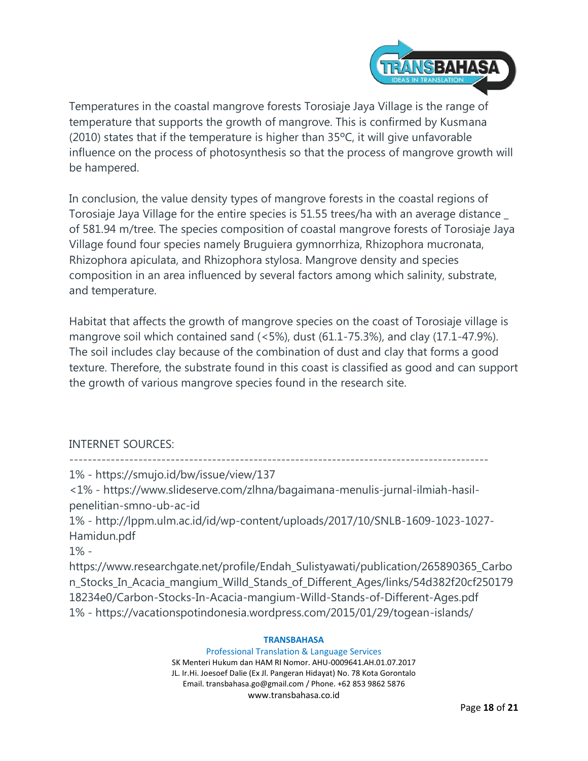Temperatures in the coastal mangrove forests Torosiaje Jaya Village is the range of temperature that supports the growth of mangrove. This is confirmed by Kusmana (2010) states that if the temperature is higher than 35ºC, it will give unfavorable influence on the process of photosynthesis so that the process of mangrove growth will be hampered.

In conclusion, the value density types of mangrove forests in the coastal regions of Torosiaje Jaya Village for the entire species is 51.55 trees/ha with an average distance _ of 581.94 m/tree. The species composition of coastal mangrove forests of Torosiaje Jaya Village found four species namely Bruguiera gymnorrhiza, Rhizophora mucronata, Rhizophora apiculata, and Rhizophora stylosa. Mangrove density and species composition in an area influenced by several factors among which salinity, substrate, and temperature.

Habitat that affects the growth of mangrove species on the coast of Torosiaje village is mangrove soil which contained sand (<5%), dust (61.1-75.3%), and clay (17.1-47.9%). The soil includes clay because of the combination of dust and clay that forms a good texture. Therefore, the substrate found in this coast is classified as good and can support the growth of various mangrove species found in the research site.

INTERNET SOURCES:

-------------------------------------------------------------------------------------------

1% - https://smujo.id/bw/issue/view/137

<1% - https://www.slideserve.com/zlhna/bagaimana-menulis-jurnal-ilmiah-hasil-penelitian-smno-ub-ac-id

1% - http://lppm.ulm.ac.id/id/wp-content/uploads/2017/10/SNLB-1609-1023-1027-Hamidun.pdf

1% - https://www.researchgate.net/profile/Endah_Sulistyawati/publication/265890365_Carbon_Stocks_In_Acacia_mangium_Willd_Stands_of_Different_Ages/links/54d382f20cf25017918234e0/Carbon-Stocks-In-Acacia-mangium-Willd-Stands-of-Different-Ages.pdf

1% - https://vacationspotindonesia.wordpress.com/2015/01/29/togean-islands/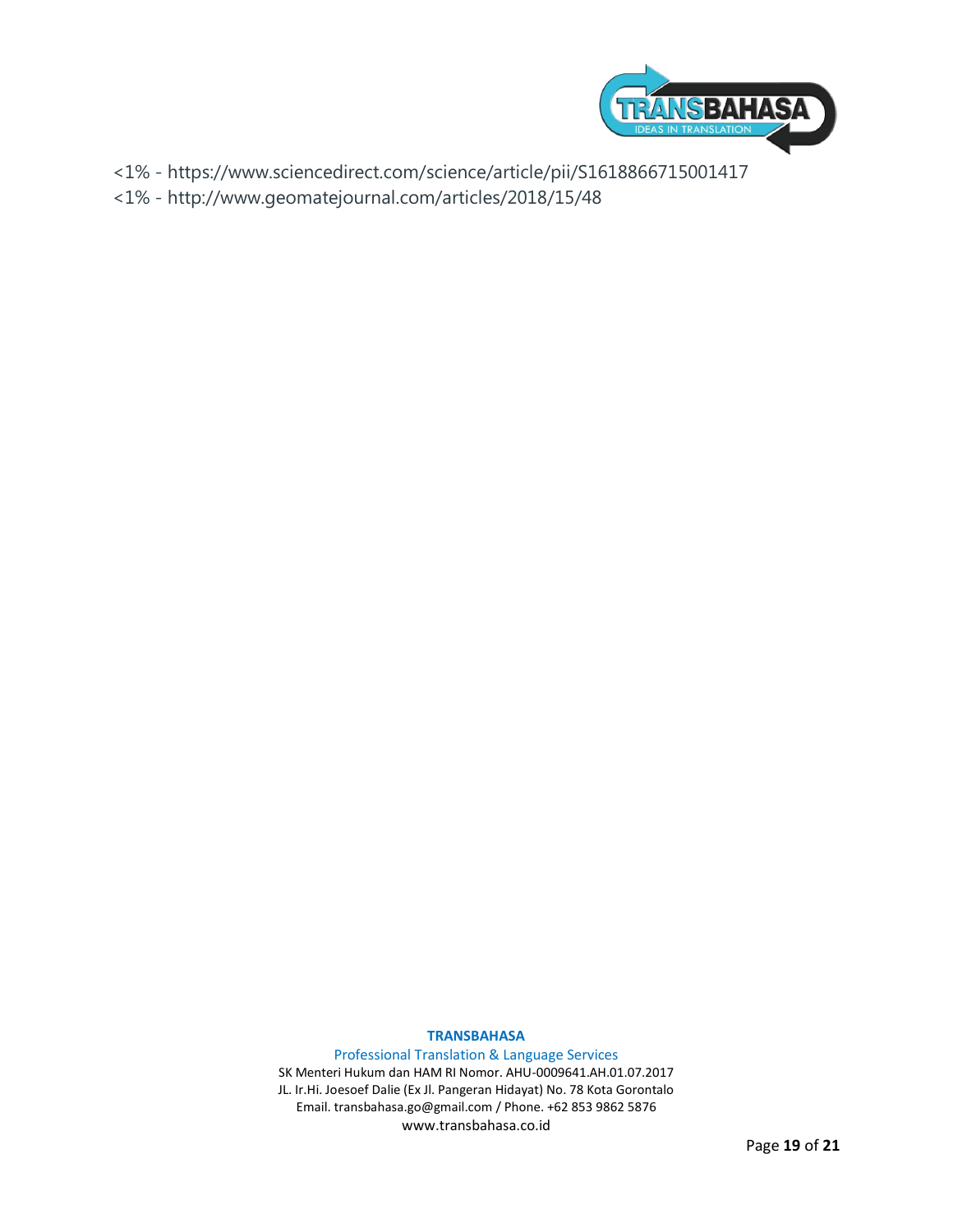<1% - https://www.sciencedirect.com/science/article/pii/S1618866715001417

<1% - http://www.geomatejournal.com/articles/2018/15/48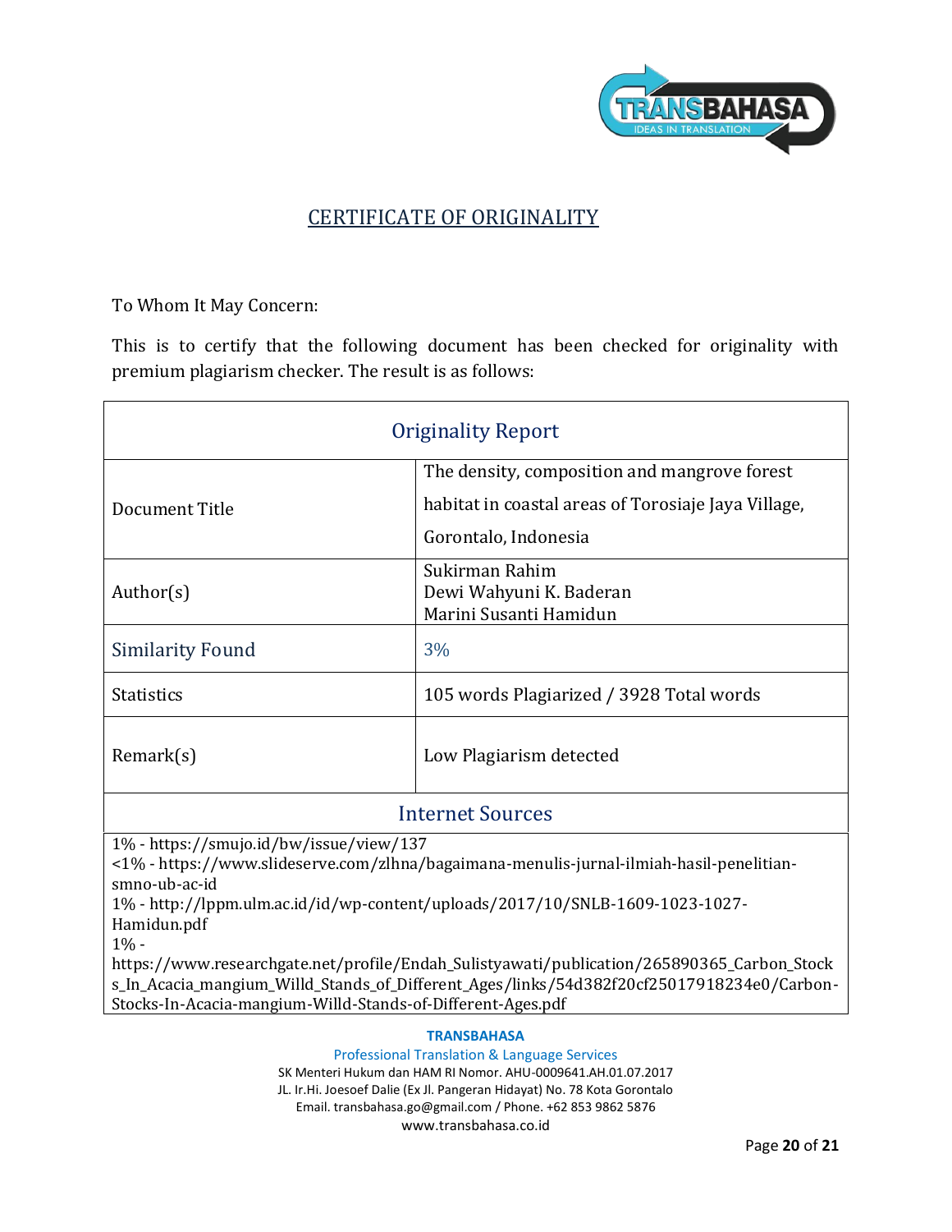## CERTIFICATE OF ORIGINALITY

To Whom It May Concern:

This is to certify that the following document has been checked for originality with premium plagiarism checker. The result is as follows:

| Originality Report | |
|---|---|
| Document Title | The density, composition and mangrove forest habitat in coastal areas of Torosiaje Jaya Village, Gorontalo, Indonesia |
| Author(s) | Sukirman Rahim<br>Dewi Wahyuni K. Baderan<br>Marini Susanti Hamidun |
| Similarity Found | 3% |
| Statistics | 105 words Plagiarized / 3928 Total words |
| Remark(s) | Low Plagiarism detected |

**Internet Sources**

1% - https://smujo.id/bw/issue/view/137
<1% - https://www.slideserve.com/zlhna/bagaimana-menulis-jurnal-ilmiah-hasil-penelitian-smno-ub-ac-id
1% - http://lppm.ulm.ac.id/id/wp-content/uploads/2017/10/SNLB-1609-1023-1027-Hamidun.pdf
1% - https://www.researchgate.net/profile/Endah_Sulistyawati/publication/265890365_Carbon_Stocks_In_Acacia_mangium_Willd_Stands_of_Different_Ages/links/54d382f20cf25017918234e0/Carbon-Stocks-In-Acacia-mangium-Willd-Stands-of-Different-Ages.pdf

**TRANSBAHASA**
Professional Translation & Language Services
SK Menteri Hukum dan HAM RI Nomor. AHU-0009641.AH.01.07.2017
JL. Ir.Hi. Joesoef Dalie (Ex Jl. Pangeran Hidayat) No. 78 Kota Gorontalo
Email. transbahasa.go@gmail.com / Phone. +62 853 9862 5876
www.transbahasa.co.id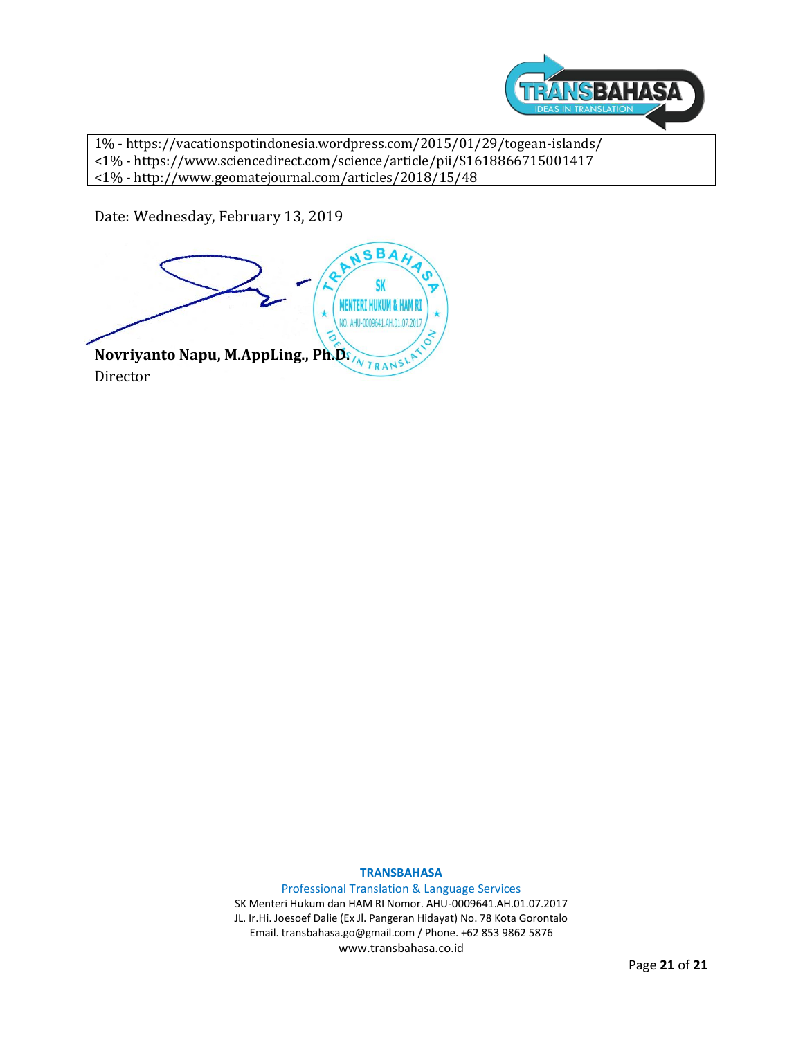| |
|---|
| 1% - https://vacationspotindonesia.wordpress.com/2015/01/29/togean-islands/ |
| <1% - https://www.sciencedirect.com/science/article/pii/S1618866715001417 |
| <1% - http://www.geomatejournal.com/articles/2018/15/48 |

Date: Wednesday, February 13, 2019

**Novriyanto Napu, M.AppLing., Ph.D.**
Director

**TRANSBAHASA**
Professional Translation & Language Services
SK Menteri Hukum dan HAM RI Nomor. AHU-0009641.AH.01.07.2017
JL. Ir.Hi. Joesoef Dalie (Ex Jl. Pangeran Hidayat) No. 78 Kota Gorontalo
Email. transbahasa.go@gmail.com / Phone. +62 853 9862 5876
www.transbahasa.co.id